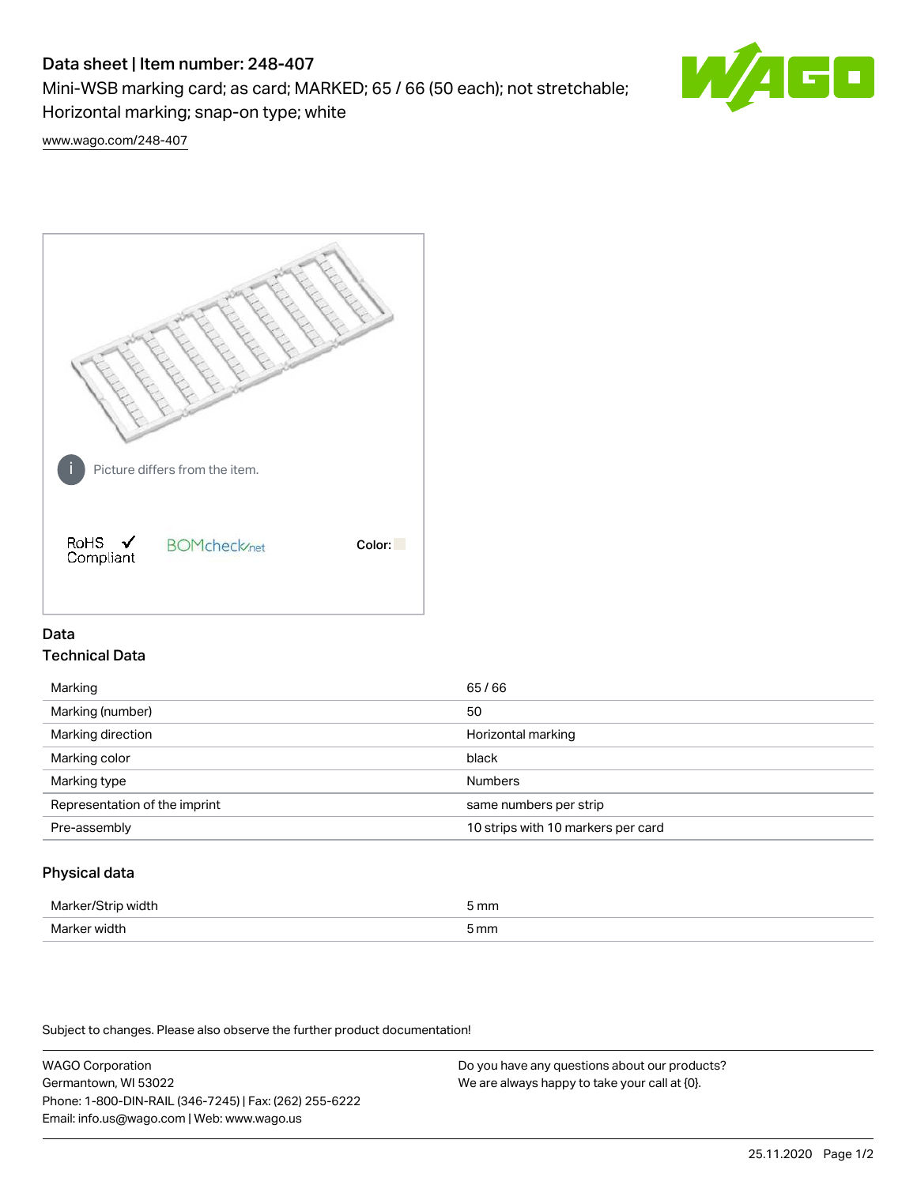# Data sheet | Item number: 248-407

Mini-WSB marking card; as card; MARKED; 65 / 66 (50 each); not stretchable; Horizontal marking; snap-on type; white

www.wago.com/248-407

Picture differs from the item.

RoHS ✓ Compliant

BOMcheck.net

Color:

## Data

### Technical Data

| | |
|---|---|
| Marking | 65 / 66 |
| Marking (number) | 50 |
| Marking direction | Horizontal marking |
| Marking color | black |
| Marking type | Numbers |
| Representation of the imprint | same numbers per strip |
| Pre-assembly | 10 strips with 10 markers per card |

### Physical data

| | |
|---|---|
| Marker/Strip width | 5 mm |
| Marker width | 5 mm |

Subject to changes. Please also observe the further product documentation!

WAGO Corporation
Germantown, WI 53022
Phone: 1-800-DIN-RAIL (346-7245) | Fax: (262) 255-6222
Email: info.us@wago.com | Web: www.wago.us

Do you have any questions about our products?
We are always happy to take your call at {0}.

25.11.2020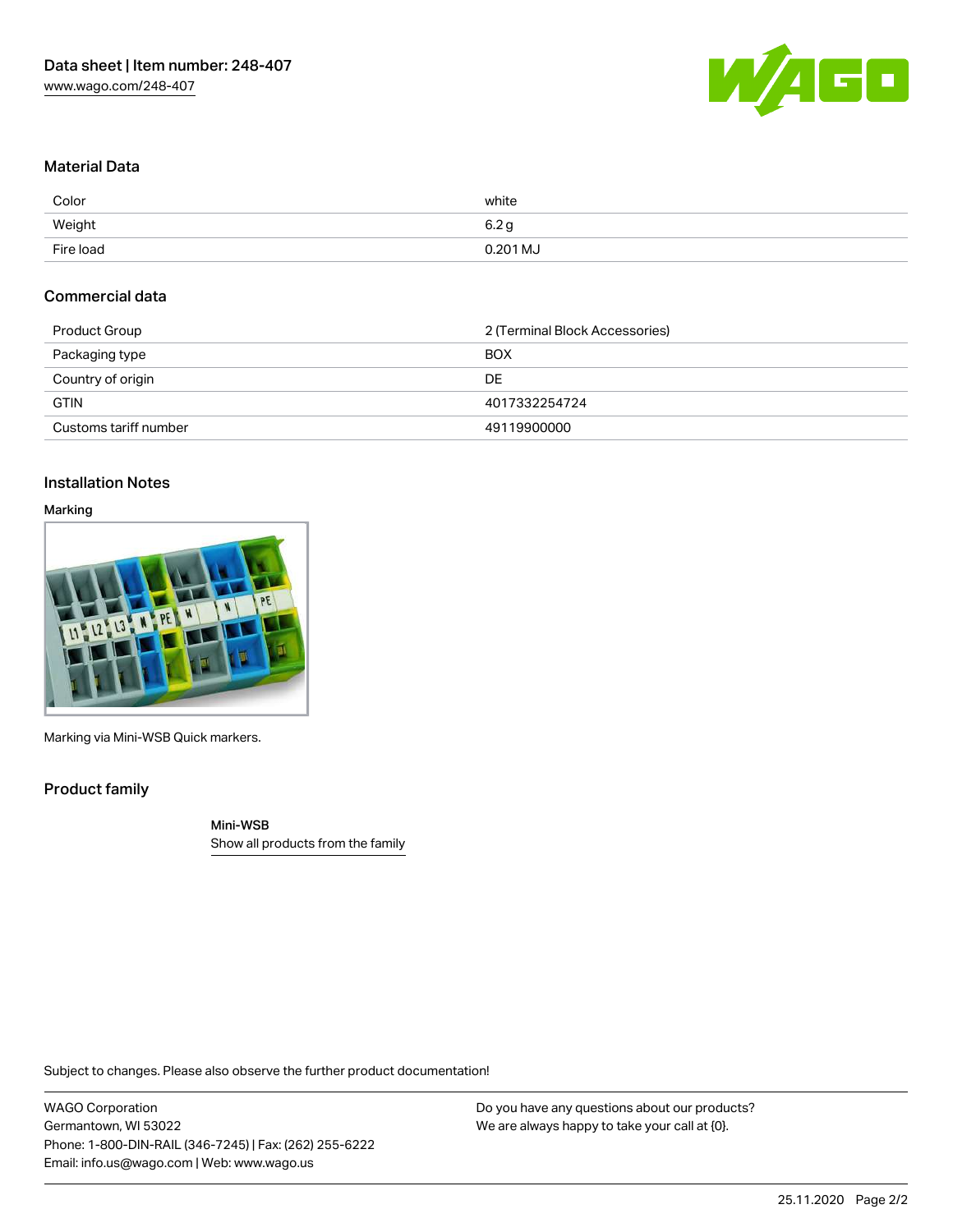## Material Data

| | |
|---|---|
| Color | white |
| Weight | 6.2 g |
| Fire load | 0.201 MJ |

## Commercial data

| | |
|---|---|
| Product Group | 2 (Terminal Block Accessories) |
| Packaging type | BOX |
| Country of origin | DE |
| GTIN | 4017332254724 |
| Customs tariff number | 49119900000 |

## Installation Notes

### Marking

Marking via Mini-WSB Quick markers.

## Product family

Mini-WSB

Show all products from the family

Subject to changes. Please also observe the further product documentation!

WAGO Corporation
Germantown, WI 53022
Phone: 1-800-DIN-RAIL (346-7245) | Fax: (262) 255-6222
Email: info.us@wago.com | Web: www.wago.us

Do you have any questions about our products?
We are always happy to take your call at {0}.